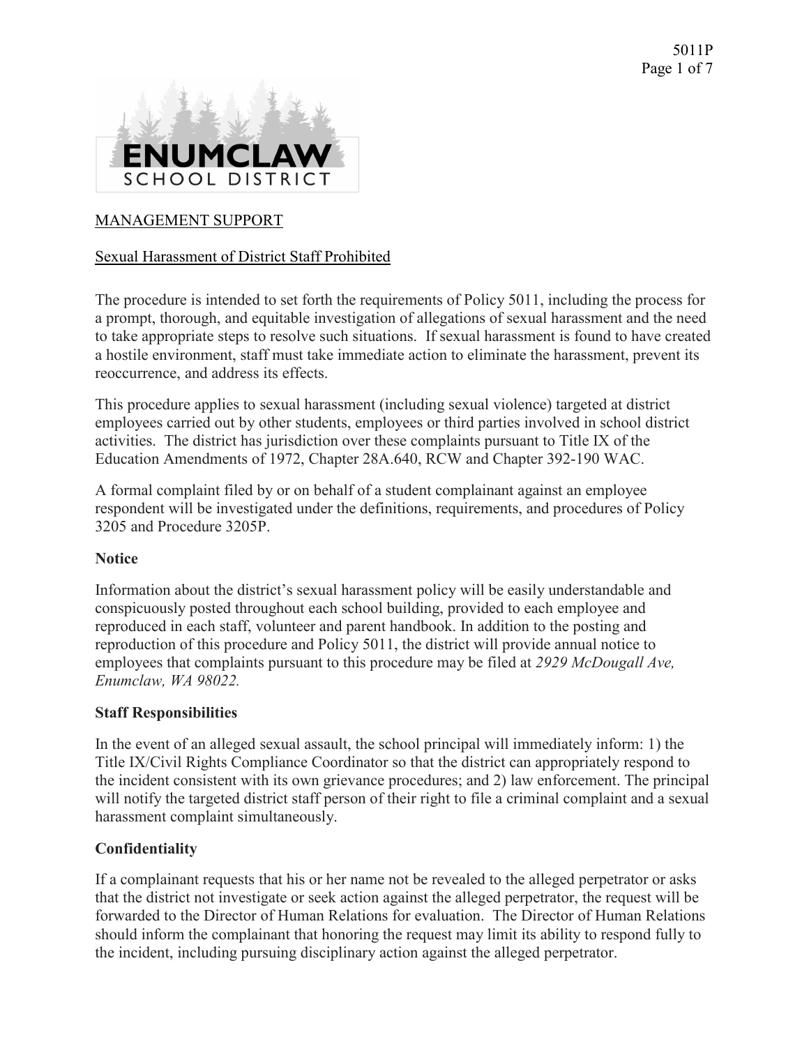MANAGEMENT SUPPORT

Sexual Harassment of District Staff Prohibited

The procedure is intended to set forth the requirements of Policy 5011, including the process for a prompt, thorough, and equitable investigation of allegations of sexual harassment and the need to take appropriate steps to resolve such situations. If sexual harassment is found to have created a hostile environment, staff must take immediate action to eliminate the harassment, prevent its reoccurrence, and address its effects.

This procedure applies to sexual harassment (including sexual violence) targeted at district employees carried out by other students, employees or third parties involved in school district activities. The district has jurisdiction over these complaints pursuant to Title IX of the Education Amendments of 1972, Chapter 28A.640, RCW and Chapter 392-190 WAC.

A formal complaint filed by or on behalf of a student complainant against an employee respondent will be investigated under the definitions, requirements, and procedures of Policy 3205 and Procedure 3205P.

**Notice**

Information about the district's sexual harassment policy will be easily understandable and conspicuously posted throughout each school building, provided to each employee and reproduced in each staff, volunteer and parent handbook. In addition to the posting and reproduction of this procedure and Policy 5011, the district will provide annual notice to employees that complaints pursuant to this procedure may be filed at *2929 McDougall Ave, Enumclaw, WA 98022.*

**Staff Responsibilities**

In the event of an alleged sexual assault, the school principal will immediately inform: 1) the Title IX/Civil Rights Compliance Coordinator so that the district can appropriately respond to the incident consistent with its own grievance procedures; and 2) law enforcement. The principal will notify the targeted district staff person of their right to file a criminal complaint and a sexual harassment complaint simultaneously.

**Confidentiality**

If a complainant requests that his or her name not be revealed to the alleged perpetrator or asks that the district not investigate or seek action against the alleged perpetrator, the request will be forwarded to the Director of Human Relations for evaluation. The Director of Human Relations should inform the complainant that honoring the request may limit its ability to respond fully to the incident, including pursuing disciplinary action against the alleged perpetrator.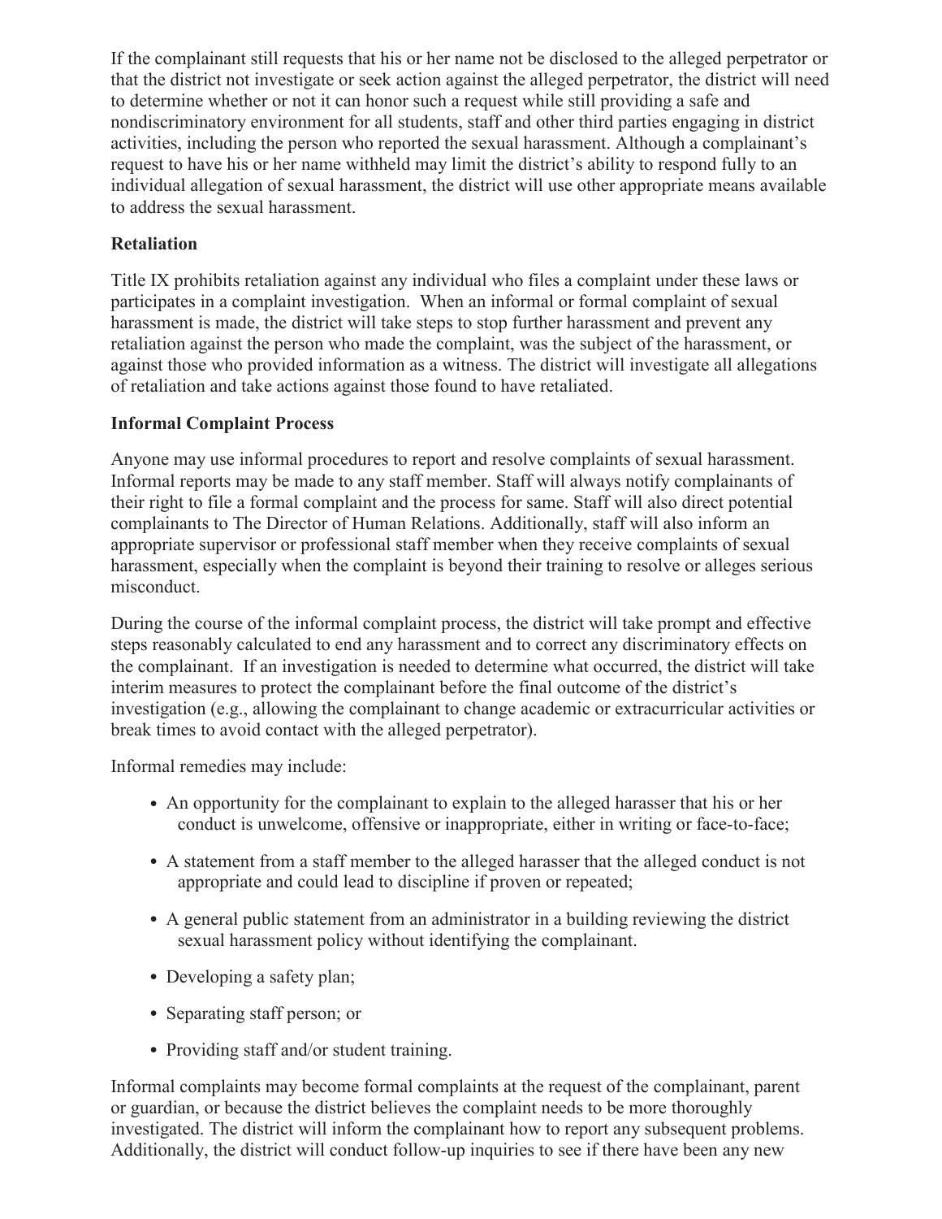If the complainant still requests that his or her name not be disclosed to the alleged perpetrator or that the district not investigate or seek action against the alleged perpetrator, the district will need to determine whether or not it can honor such a request while still providing a safe and nondiscriminatory environment for all students, staff and other third parties engaging in district activities, including the person who reported the sexual harassment. Although a complainant's request to have his or her name withheld may limit the district's ability to respond fully to an individual allegation of sexual harassment, the district will use other appropriate means available to address the sexual harassment.

**Retaliation**

Title IX prohibits retaliation against any individual who files a complaint under these laws or participates in a complaint investigation. When an informal or formal complaint of sexual harassment is made, the district will take steps to stop further harassment and prevent any retaliation against the person who made the complaint, was the subject of the harassment, or against those who provided information as a witness. The district will investigate all allegations of retaliation and take actions against those found to have retaliated.

**Informal Complaint Process**

Anyone may use informal procedures to report and resolve complaints of sexual harassment. Informal reports may be made to any staff member. Staff will always notify complainants of their right to file a formal complaint and the process for same. Staff will also direct potential complainants to The Director of Human Relations. Additionally, staff will also inform an appropriate supervisor or professional staff member when they receive complaints of sexual harassment, especially when the complaint is beyond their training to resolve or alleges serious misconduct.

During the course of the informal complaint process, the district will take prompt and effective steps reasonably calculated to end any harassment and to correct any discriminatory effects on the complainant. If an investigation is needed to determine what occurred, the district will take interim measures to protect the complainant before the final outcome of the district's investigation (e.g., allowing the complainant to change academic or extracurricular activities or break times to avoid contact with the alleged perpetrator).

Informal remedies may include:

- An opportunity for the complainant to explain to the alleged harasser that his or her conduct is unwelcome, offensive or inappropriate, either in writing or face-to-face;
- A statement from a staff member to the alleged harasser that the alleged conduct is not appropriate and could lead to discipline if proven or repeated;
- A general public statement from an administrator in a building reviewing the district sexual harassment policy without identifying the complainant.
- Developing a safety plan;
- Separating staff person; or
- Providing staff and/or student training.

Informal complaints may become formal complaints at the request of the complainant, parent or guardian, or because the district believes the complaint needs to be more thoroughly investigated. The district will inform the complainant how to report any subsequent problems. Additionally, the district will conduct follow-up inquiries to see if there have been any new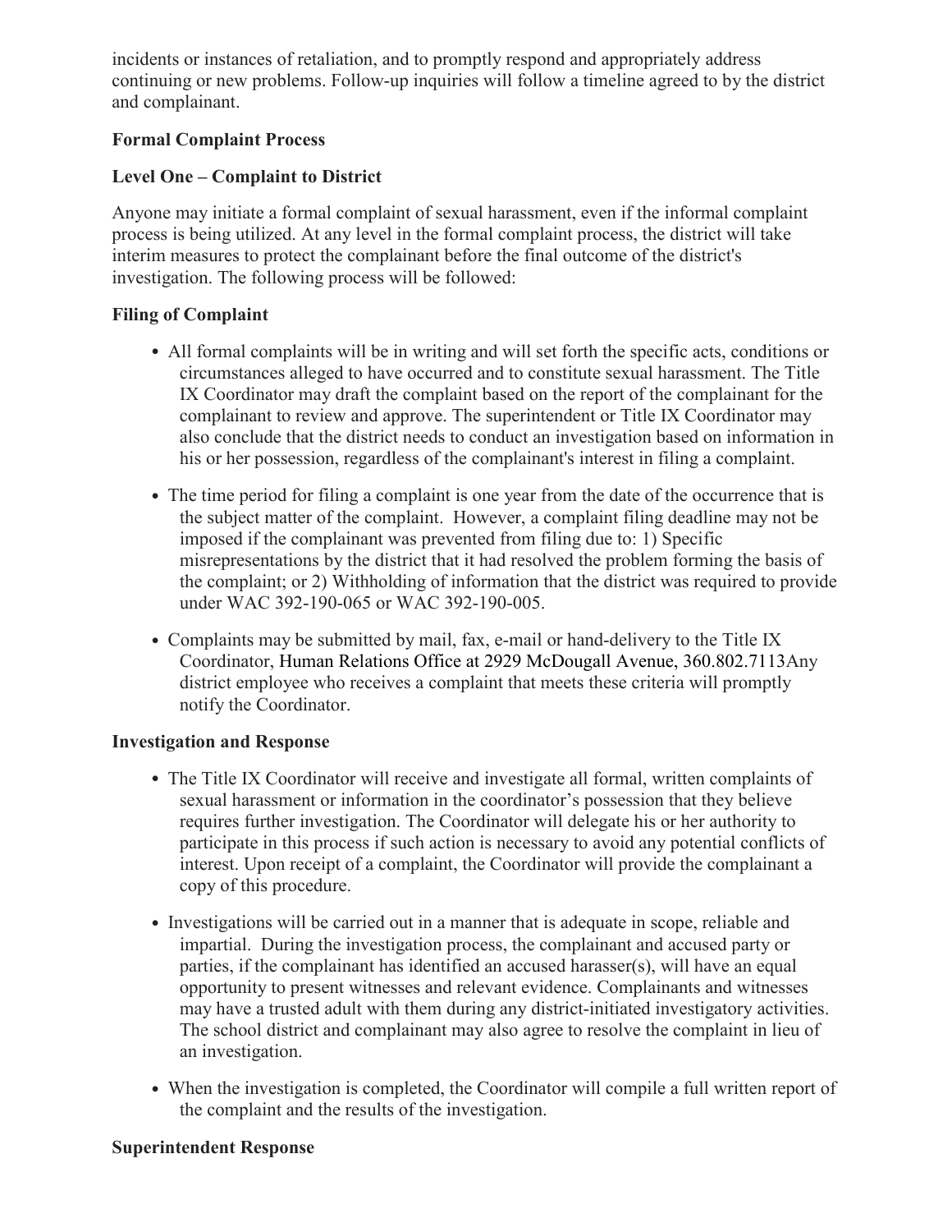incidents or instances of retaliation, and to promptly respond and appropriately address continuing or new problems. Follow-up inquiries will follow a timeline agreed to by the district and complainant.

**Formal Complaint Process**

**Level One – Complaint to District**

Anyone may initiate a formal complaint of sexual harassment, even if the informal complaint process is being utilized. At any level in the formal complaint process, the district will take interim measures to protect the complainant before the final outcome of the district's investigation. The following process will be followed:

**Filing of Complaint**

- All formal complaints will be in writing and will set forth the specific acts, conditions or circumstances alleged to have occurred and to constitute sexual harassment. The Title IX Coordinator may draft the complaint based on the report of the complainant for the complainant to review and approve. The superintendent or Title IX Coordinator may also conclude that the district needs to conduct an investigation based on information in his or her possession, regardless of the complainant's interest in filing a complaint.
- The time period for filing a complaint is one year from the date of the occurrence that is the subject matter of the complaint. However, a complaint filing deadline may not be imposed if the complainant was prevented from filing due to: 1) Specific misrepresentations by the district that it had resolved the problem forming the basis of the complaint; or 2) Withholding of information that the district was required to provide under WAC 392-190-065 or WAC 392-190-005.
- Complaints may be submitted by mail, fax, e-mail or hand-delivery to the Title IX Coordinator, Human Relations Office at 2929 McDougall Avenue, 360.802.7113Any district employee who receives a complaint that meets these criteria will promptly notify the Coordinator.

**Investigation and Response**

- The Title IX Coordinator will receive and investigate all formal, written complaints of sexual harassment or information in the coordinator's possession that they believe requires further investigation. The Coordinator will delegate his or her authority to participate in this process if such action is necessary to avoid any potential conflicts of interest. Upon receipt of a complaint, the Coordinator will provide the complainant a copy of this procedure.
- Investigations will be carried out in a manner that is adequate in scope, reliable and impartial. During the investigation process, the complainant and accused party or parties, if the complainant has identified an accused harasser(s), will have an equal opportunity to present witnesses and relevant evidence. Complainants and witnesses may have a trusted adult with them during any district-initiated investigatory activities. The school district and complainant may also agree to resolve the complaint in lieu of an investigation.
- When the investigation is completed, the Coordinator will compile a full written report of the complaint and the results of the investigation.

**Superintendent Response**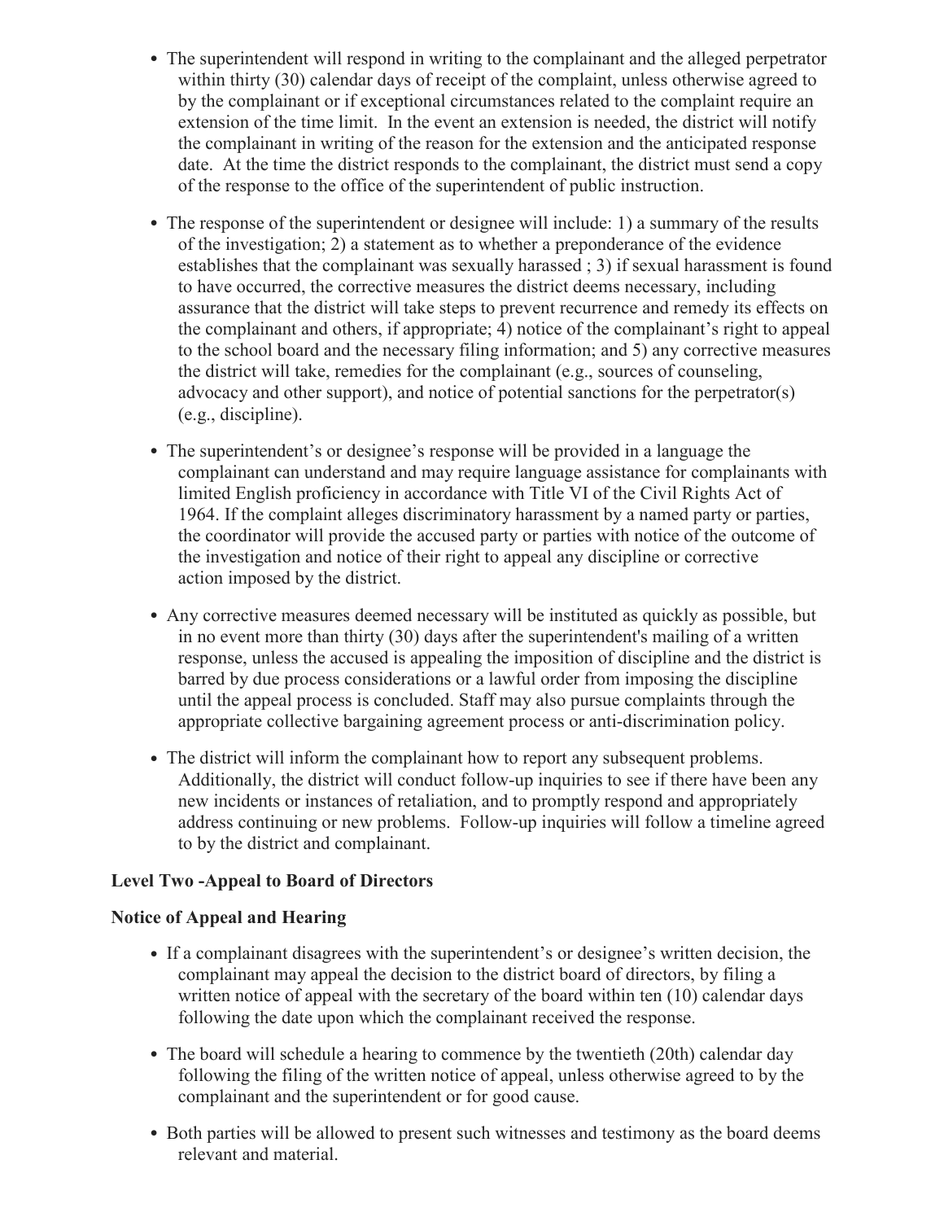- The superintendent will respond in writing to the complainant and the alleged perpetrator within thirty (30) calendar days of receipt of the complaint, unless otherwise agreed to by the complainant or if exceptional circumstances related to the complaint require an extension of the time limit. In the event an extension is needed, the district will notify the complainant in writing of the reason for the extension and the anticipated response date. At the time the district responds to the complainant, the district must send a copy of the response to the office of the superintendent of public instruction.
- The response of the superintendent or designee will include: 1) a summary of the results of the investigation; 2) a statement as to whether a preponderance of the evidence establishes that the complainant was sexually harassed ; 3) if sexual harassment is found to have occurred, the corrective measures the district deems necessary, including assurance that the district will take steps to prevent recurrence and remedy its effects on the complainant and others, if appropriate; 4) notice of the complainant's right to appeal to the school board and the necessary filing information; and 5) any corrective measures the district will take, remedies for the complainant (e.g., sources of counseling, advocacy and other support), and notice of potential sanctions for the perpetrator(s) (e.g., discipline).
- The superintendent's or designee's response will be provided in a language the complainant can understand and may require language assistance for complainants with limited English proficiency in accordance with Title VI of the Civil Rights Act of 1964. If the complaint alleges discriminatory harassment by a named party or parties, the coordinator will provide the accused party or parties with notice of the outcome of the investigation and notice of their right to appeal any discipline or corrective action imposed by the district.
- Any corrective measures deemed necessary will be instituted as quickly as possible, but in no event more than thirty (30) days after the superintendent's mailing of a written response, unless the accused is appealing the imposition of discipline and the district is barred by due process considerations or a lawful order from imposing the discipline until the appeal process is concluded. Staff may also pursue complaints through the appropriate collective bargaining agreement process or anti-discrimination policy.
- The district will inform the complainant how to report any subsequent problems. Additionally, the district will conduct follow-up inquiries to see if there have been any new incidents or instances of retaliation, and to promptly respond and appropriately address continuing or new problems. Follow-up inquiries will follow a timeline agreed to by the district and complainant.

**Level Two -Appeal to Board of Directors**

**Notice of Appeal and Hearing**

- If a complainant disagrees with the superintendent's or designee's written decision, the complainant may appeal the decision to the district board of directors, by filing a written notice of appeal with the secretary of the board within ten (10) calendar days following the date upon which the complainant received the response.
- The board will schedule a hearing to commence by the twentieth (20th) calendar day following the filing of the written notice of appeal, unless otherwise agreed to by the complainant and the superintendent or for good cause.
- Both parties will be allowed to present such witnesses and testimony as the board deems relevant and material.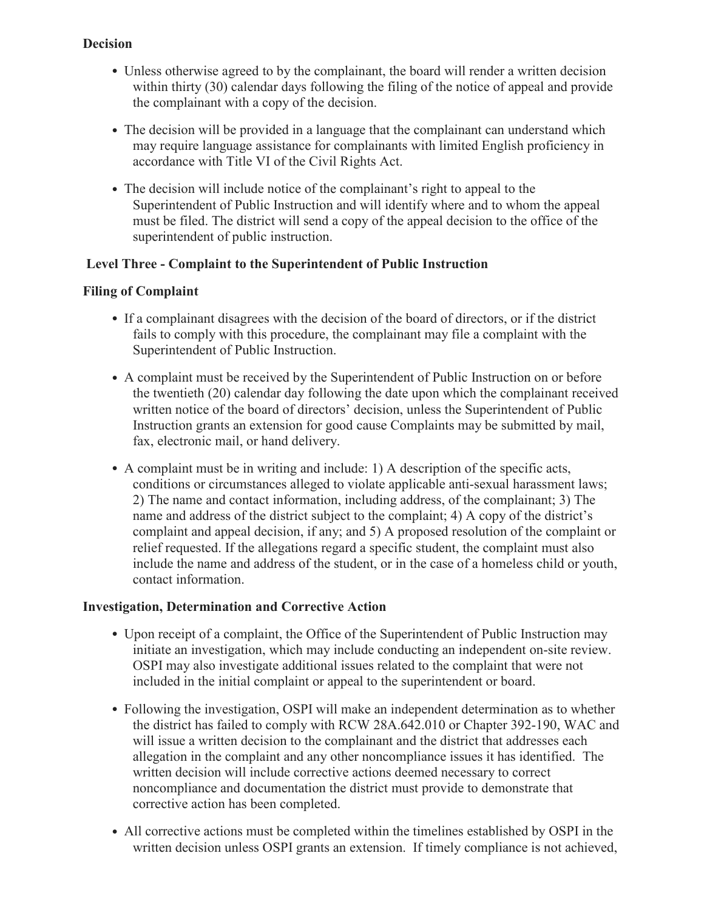**Decision**

- Unless otherwise agreed to by the complainant, the board will render a written decision within thirty (30) calendar days following the filing of the notice of appeal and provide the complainant with a copy of the decision.
- The decision will be provided in a language that the complainant can understand which may require language assistance for complainants with limited English proficiency in accordance with Title VI of the Civil Rights Act.
- The decision will include notice of the complainant's right to appeal to the Superintendent of Public Instruction and will identify where and to whom the appeal must be filed. The district will send a copy of the appeal decision to the office of the superintendent of public instruction.

**Level Three - Complaint to the Superintendent of Public Instruction**

**Filing of Complaint**

- If a complainant disagrees with the decision of the board of directors, or if the district fails to comply with this procedure, the complainant may file a complaint with the Superintendent of Public Instruction.
- A complaint must be received by the Superintendent of Public Instruction on or before the twentieth (20) calendar day following the date upon which the complainant received written notice of the board of directors' decision, unless the Superintendent of Public Instruction grants an extension for good cause Complaints may be submitted by mail, fax, electronic mail, or hand delivery.
- A complaint must be in writing and include: 1) A description of the specific acts, conditions or circumstances alleged to violate applicable anti-sexual harassment laws; 2) The name and contact information, including address, of the complainant; 3) The name and address of the district subject to the complaint; 4) A copy of the district's complaint and appeal decision, if any; and 5) A proposed resolution of the complaint or relief requested. If the allegations regard a specific student, the complaint must also include the name and address of the student, or in the case of a homeless child or youth, contact information.

**Investigation, Determination and Corrective Action**

- Upon receipt of a complaint, the Office of the Superintendent of Public Instruction may initiate an investigation, which may include conducting an independent on-site review. OSPI may also investigate additional issues related to the complaint that were not included in the initial complaint or appeal to the superintendent or board.
- Following the investigation, OSPI will make an independent determination as to whether the district has failed to comply with RCW 28A.642.010 or Chapter 392-190, WAC and will issue a written decision to the complainant and the district that addresses each allegation in the complaint and any other noncompliance issues it has identified. The written decision will include corrective actions deemed necessary to correct noncompliance and documentation the district must provide to demonstrate that corrective action has been completed.
- All corrective actions must be completed within the timelines established by OSPI in the written decision unless OSPI grants an extension. If timely compliance is not achieved,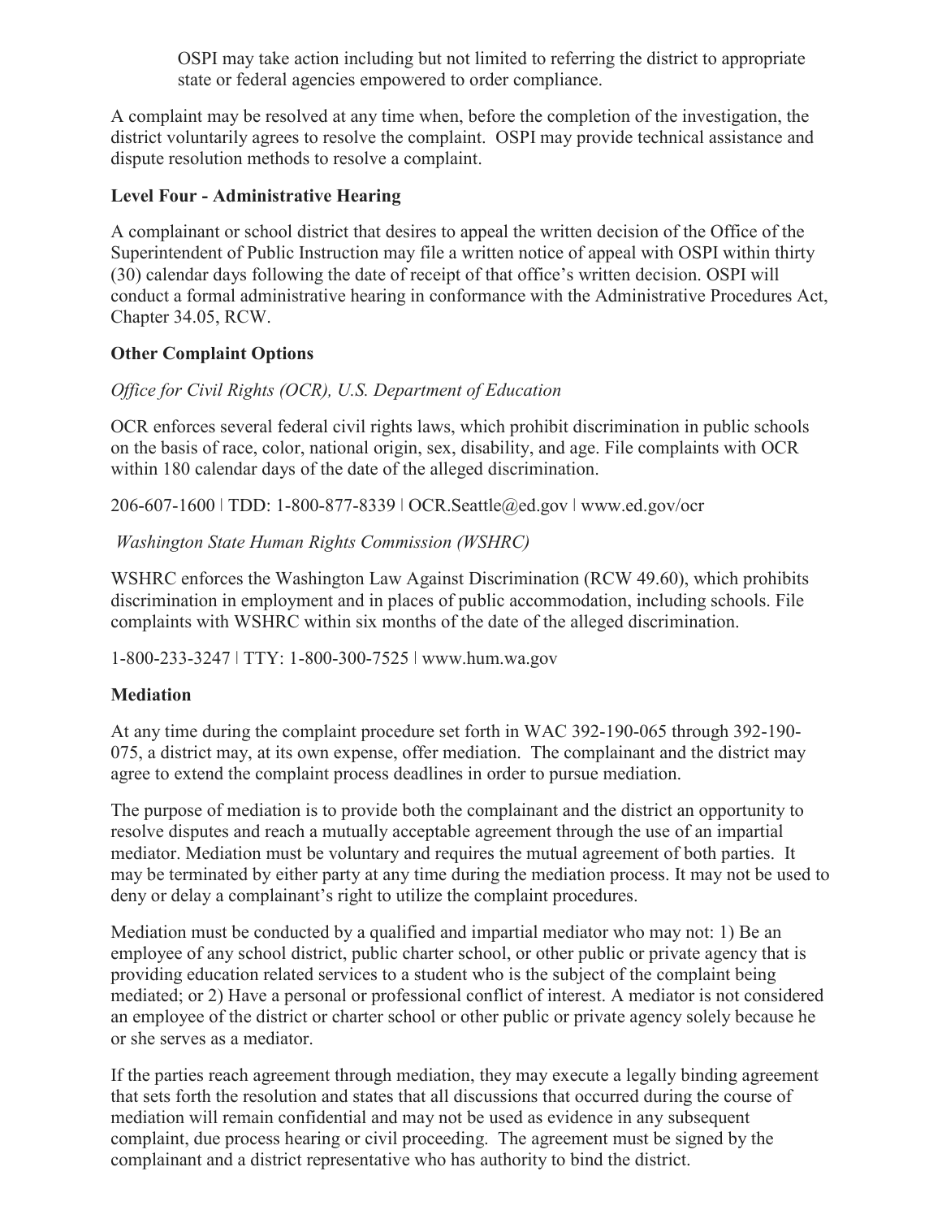OSPI may take action including but not limited to referring the district to appropriate state or federal agencies empowered to order compliance.

A complaint may be resolved at any time when, before the completion of the investigation, the district voluntarily agrees to resolve the complaint. OSPI may provide technical assistance and dispute resolution methods to resolve a complaint.

**Level Four - Administrative Hearing**

A complainant or school district that desires to appeal the written decision of the Office of the Superintendent of Public Instruction may file a written notice of appeal with OSPI within thirty (30) calendar days following the date of receipt of that office's written decision. OSPI will conduct a formal administrative hearing in conformance with the Administrative Procedures Act, Chapter 34.05, RCW.

**Other Complaint Options**

*Office for Civil Rights (OCR), U.S. Department of Education*

OCR enforces several federal civil rights laws, which prohibit discrimination in public schools on the basis of race, color, national origin, sex, disability, and age. File complaints with OCR within 180 calendar days of the date of the alleged discrimination.

206-607-1600 | TDD: 1-800-877-8339 | OCR.Seattle@ed.gov | www.ed.gov/ocr

*Washington State Human Rights Commission (WSHRC)*

WSHRC enforces the Washington Law Against Discrimination (RCW 49.60), which prohibits discrimination in employment and in places of public accommodation, including schools. File complaints with WSHRC within six months of the date of the alleged discrimination.

1-800-233-3247 | TTY: 1-800-300-7525 | www.hum.wa.gov

**Mediation**

At any time during the complaint procedure set forth in WAC 392-190-065 through 392-190-075, a district may, at its own expense, offer mediation. The complainant and the district may agree to extend the complaint process deadlines in order to pursue mediation.

The purpose of mediation is to provide both the complainant and the district an opportunity to resolve disputes and reach a mutually acceptable agreement through the use of an impartial mediator. Mediation must be voluntary and requires the mutual agreement of both parties. It may be terminated by either party at any time during the mediation process. It may not be used to deny or delay a complainant's right to utilize the complaint procedures.

Mediation must be conducted by a qualified and impartial mediator who may not: 1) Be an employee of any school district, public charter school, or other public or private agency that is providing education related services to a student who is the subject of the complaint being mediated; or 2) Have a personal or professional conflict of interest. A mediator is not considered an employee of the district or charter school or other public or private agency solely because he or she serves as a mediator.

If the parties reach agreement through mediation, they may execute a legally binding agreement that sets forth the resolution and states that all discussions that occurred during the course of mediation will remain confidential and may not be used as evidence in any subsequent complaint, due process hearing or civil proceeding. The agreement must be signed by the complainant and a district representative who has authority to bind the district.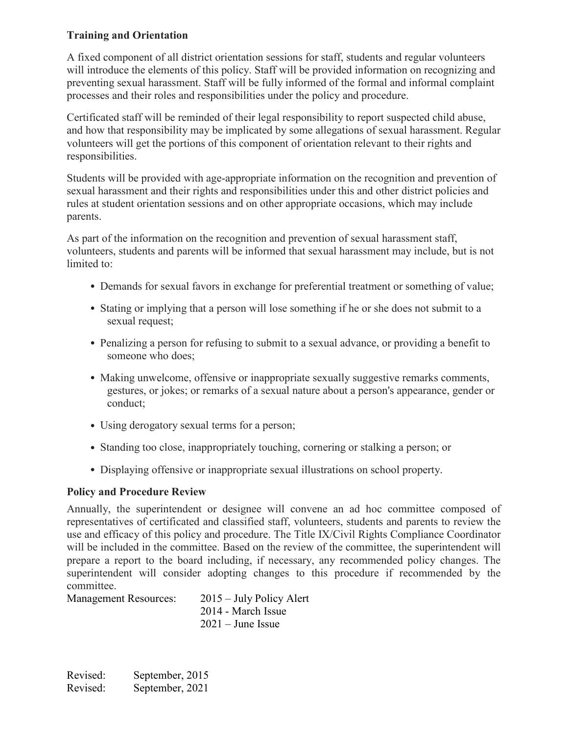**Training and Orientation**

A fixed component of all district orientation sessions for staff, students and regular volunteers will introduce the elements of this policy. Staff will be provided information on recognizing and preventing sexual harassment. Staff will be fully informed of the formal and informal complaint processes and their roles and responsibilities under the policy and procedure.

Certificated staff will be reminded of their legal responsibility to report suspected child abuse, and how that responsibility may be implicated by some allegations of sexual harassment. Regular volunteers will get the portions of this component of orientation relevant to their rights and responsibilities.

Students will be provided with age-appropriate information on the recognition and prevention of sexual harassment and their rights and responsibilities under this and other district policies and rules at student orientation sessions and on other appropriate occasions, which may include parents.

As part of the information on the recognition and prevention of sexual harassment staff, volunteers, students and parents will be informed that sexual harassment may include, but is not limited to:

- Demands for sexual favors in exchange for preferential treatment or something of value;
- Stating or implying that a person will lose something if he or she does not submit to a sexual request;
- Penalizing a person for refusing to submit to a sexual advance, or providing a benefit to someone who does;
- Making unwelcome, offensive or inappropriate sexually suggestive remarks comments, gestures, or jokes; or remarks of a sexual nature about a person's appearance, gender or conduct;
- Using derogatory sexual terms for a person;
- Standing too close, inappropriately touching, cornering or stalking a person; or
- Displaying offensive or inappropriate sexual illustrations on school property.

**Policy and Procedure Review**

Annually, the superintendent or designee will convene an ad hoc committee composed of representatives of certificated and classified staff, volunteers, students and parents to review the use and efficacy of this policy and procedure. The Title IX/Civil Rights Compliance Coordinator will be included in the committee. Based on the review of the committee, the superintendent will prepare a report to the board including, if necessary, any recommended policy changes. The superintendent will consider adopting changes to this procedure if recommended by the committee.

Management Resources: 2015 – July Policy Alert
2014 - March Issue
2021 – June Issue

Revised: September, 2015
Revised: September, 2021